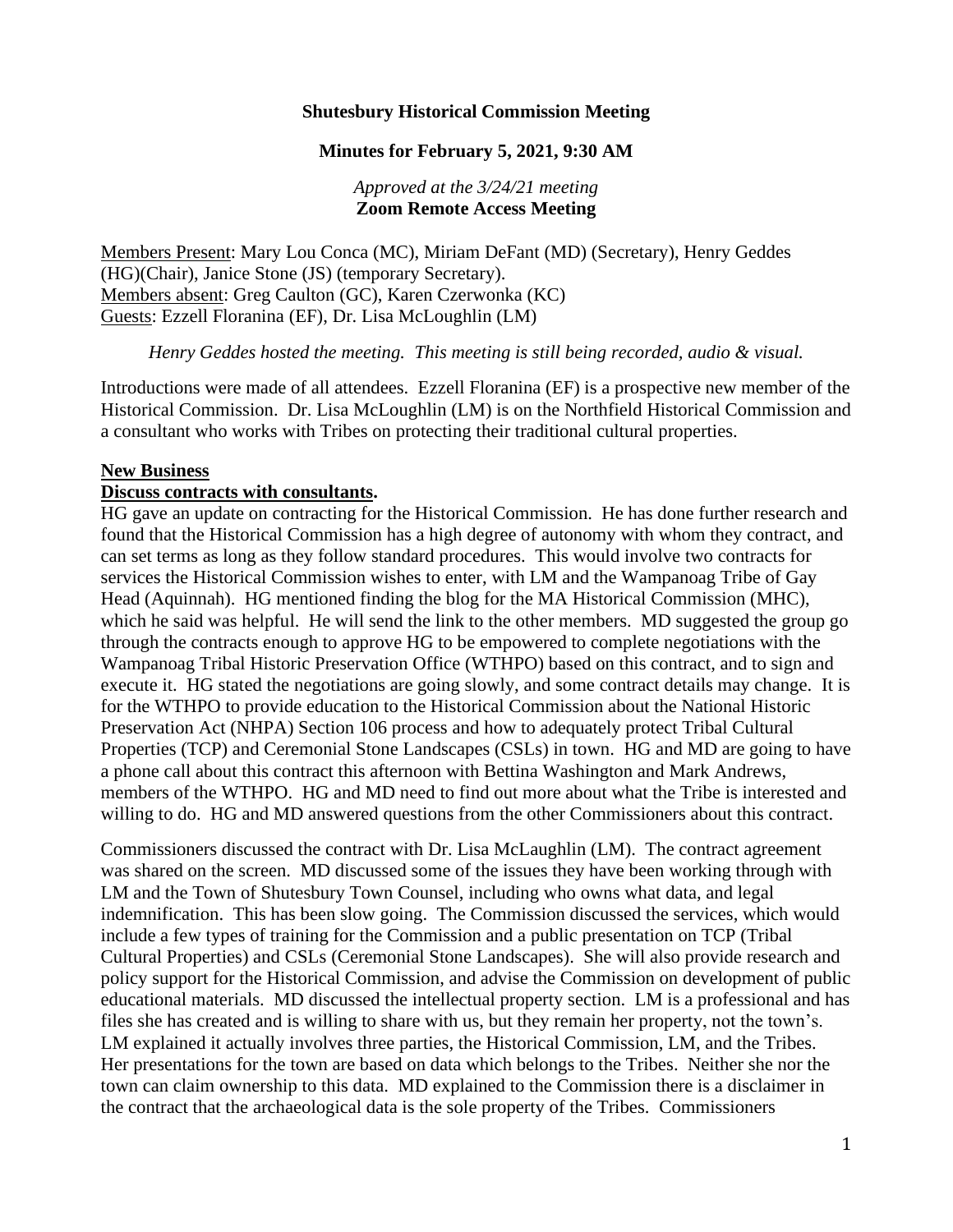**Shutesbury Historical Commission Meeting**

**Minutes for February 5, 2021, 9:30 AM**

*Approved at the 3/24/21 meeting*
**Zoom Remote Access Meeting**

Members Present: Mary Lou Conca (MC), Miriam DeFant (MD) (Secretary), Henry Geddes (HG)(Chair), Janice Stone (JS) (temporary Secretary).
Members absent: Greg Caulton (GC), Karen Czerwonka (KC)
Guests: Ezzell Floranina (EF), Dr. Lisa McLoughlin (LM)

*Henry Geddes hosted the meeting. This meeting is still being recorded, audio & visual.*

Introductions were made of all attendees. Ezzell Floranina (EF) is a prospective new member of the Historical Commission. Dr. Lisa McLoughlin (LM) is on the Northfield Historical Commission and a consultant who works with Tribes on protecting their traditional cultural properties.

**New Business**

**Discuss contracts with consultants.**

HG gave an update on contracting for the Historical Commission. He has done further research and found that the Historical Commission has a high degree of autonomy with whom they contract, and can set terms as long as they follow standard procedures. This would involve two contracts for services the Historical Commission wishes to enter, with LM and the Wampanoag Tribe of Gay Head (Aquinnah). HG mentioned finding the blog for the MA Historical Commission (MHC), which he said was helpful. He will send the link to the other members. MD suggested the group go through the contracts enough to approve HG to be empowered to complete negotiations with the Wampanoag Tribal Historic Preservation Office (WTHPO) based on this contract, and to sign and execute it. HG stated the negotiations are going slowly, and some contract details may change. It is for the WTHPO to provide education to the Historical Commission about the National Historic Preservation Act (NHPA) Section 106 process and how to adequately protect Tribal Cultural Properties (TCP) and Ceremonial Stone Landscapes (CSLs) in town. HG and MD are going to have a phone call about this contract this afternoon with Bettina Washington and Mark Andrews, members of the WTHPO. HG and MD need to find out more about what the Tribe is interested and willing to do. HG and MD answered questions from the other Commissioners about this contract.

Commissioners discussed the contract with Dr. Lisa McLaughlin (LM). The contract agreement was shared on the screen. MD discussed some of the issues they have been working through with LM and the Town of Shutesbury Town Counsel, including who owns what data, and legal indemnification. This has been slow going. The Commission discussed the services, which would include a few types of training for the Commission and a public presentation on TCP (Tribal Cultural Properties) and CSLs (Ceremonial Stone Landscapes). She will also provide research and policy support for the Historical Commission, and advise the Commission on development of public educational materials. MD discussed the intellectual property section. LM is a professional and has files she has created and is willing to share with us, but they remain her property, not the town's. LM explained it actually involves three parties, the Historical Commission, LM, and the Tribes. Her presentations for the town are based on data which belongs to the Tribes. Neither she nor the town can claim ownership to this data. MD explained to the Commission there is a disclaimer in the contract that the archaeological data is the sole property of the Tribes. Commissioners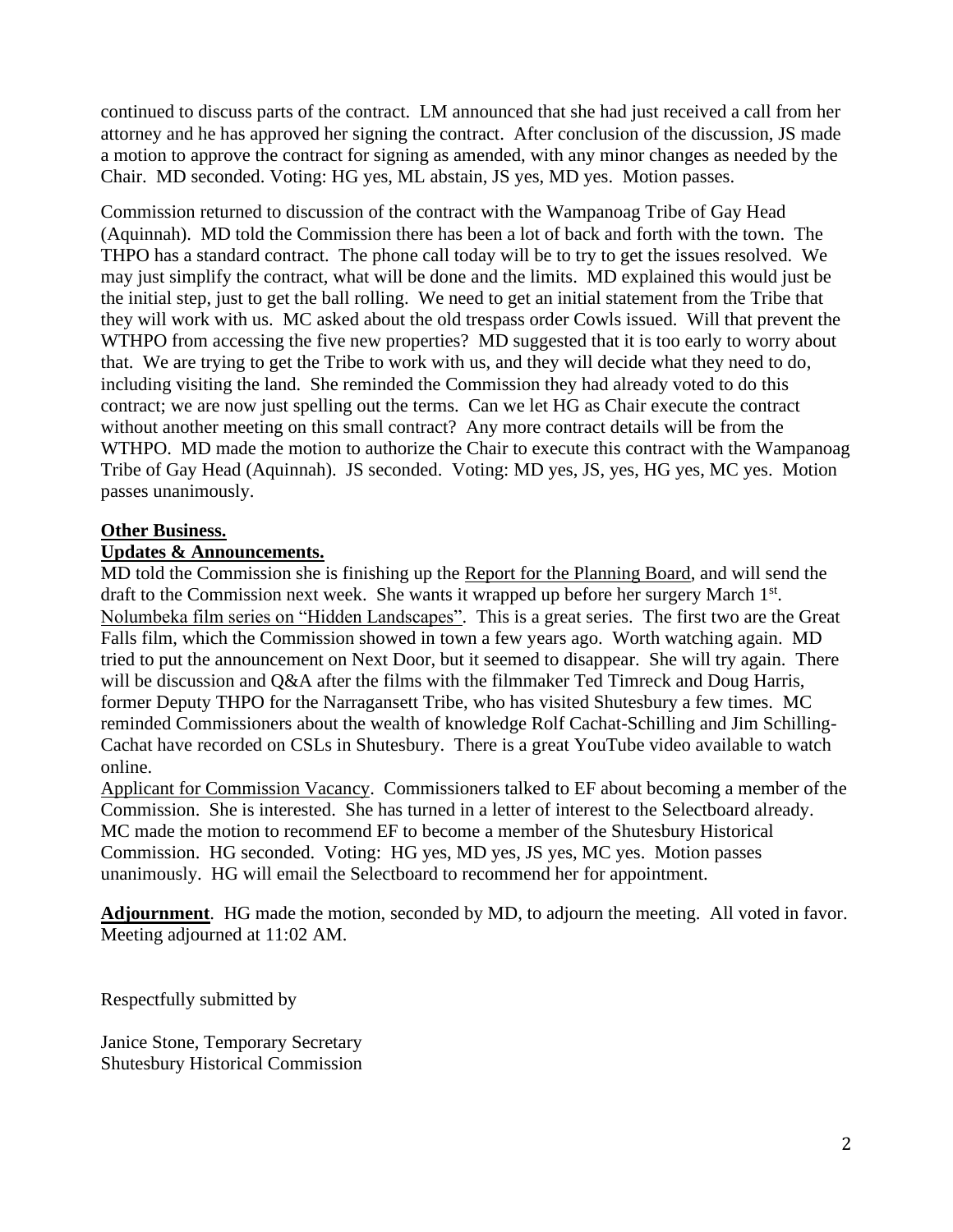continued to discuss parts of the contract. LM announced that she had just received a call from her attorney and he has approved her signing the contract. After conclusion of the discussion, JS made a motion to approve the contract for signing as amended, with any minor changes as needed by the Chair. MD seconded. Voting: HG yes, ML abstain, JS yes, MD yes. Motion passes.

Commission returned to discussion of the contract with the Wampanoag Tribe of Gay Head (Aquinnah). MD told the Commission there has been a lot of back and forth with the town. The THPO has a standard contract. The phone call today will be to try to get the issues resolved. We may just simplify the contract, what will be done and the limits. MD explained this would just be the initial step, just to get the ball rolling. We need to get an initial statement from the Tribe that they will work with us. MC asked about the old trespass order Cowls issued. Will that prevent the WTHPO from accessing the five new properties? MD suggested that it is too early to worry about that. We are trying to get the Tribe to work with us, and they will decide what they need to do, including visiting the land. She reminded the Commission they had already voted to do this contract; we are now just spelling out the terms. Can we let HG as Chair execute the contract without another meeting on this small contract? Any more contract details will be from the WTHPO. MD made the motion to authorize the Chair to execute this contract with the Wampanoag Tribe of Gay Head (Aquinnah). JS seconded. Voting: MD yes, JS, yes, HG yes, MC yes. Motion passes unanimously.

**Other Business.**

**Updates & Announcements.**

MD told the Commission she is finishing up the Report for the Planning Board, and will send the draft to the Commission next week. She wants it wrapped up before her surgery March 1st.

Nolumbeka film series on "Hidden Landscapes". This is a great series. The first two are the Great Falls film, which the Commission showed in town a few years ago. Worth watching again. MD tried to put the announcement on Next Door, but it seemed to disappear. She will try again. There will be discussion and Q&A after the films with the filmmaker Ted Timreck and Doug Harris, former Deputy THPO for the Narragansett Tribe, who has visited Shutesbury a few times. MC reminded Commissioners about the wealth of knowledge Rolf Cachat-Schilling and Jim Schilling-Cachat have recorded on CSLs in Shutesbury. There is a great YouTube video available to watch online.

Applicant for Commission Vacancy. Commissioners talked to EF about becoming a member of the Commission. She is interested. She has turned in a letter of interest to the Selectboard already. MC made the motion to recommend EF to become a member of the Shutesbury Historical Commission. HG seconded. Voting: HG yes, MD yes, JS yes, MC yes. Motion passes unanimously. HG will email the Selectboard to recommend her for appointment.

**Adjournment**. HG made the motion, seconded by MD, to adjourn the meeting. All voted in favor. Meeting adjourned at 11:02 AM.

Respectfully submitted by

Janice Stone, Temporary Secretary
Shutesbury Historical Commission